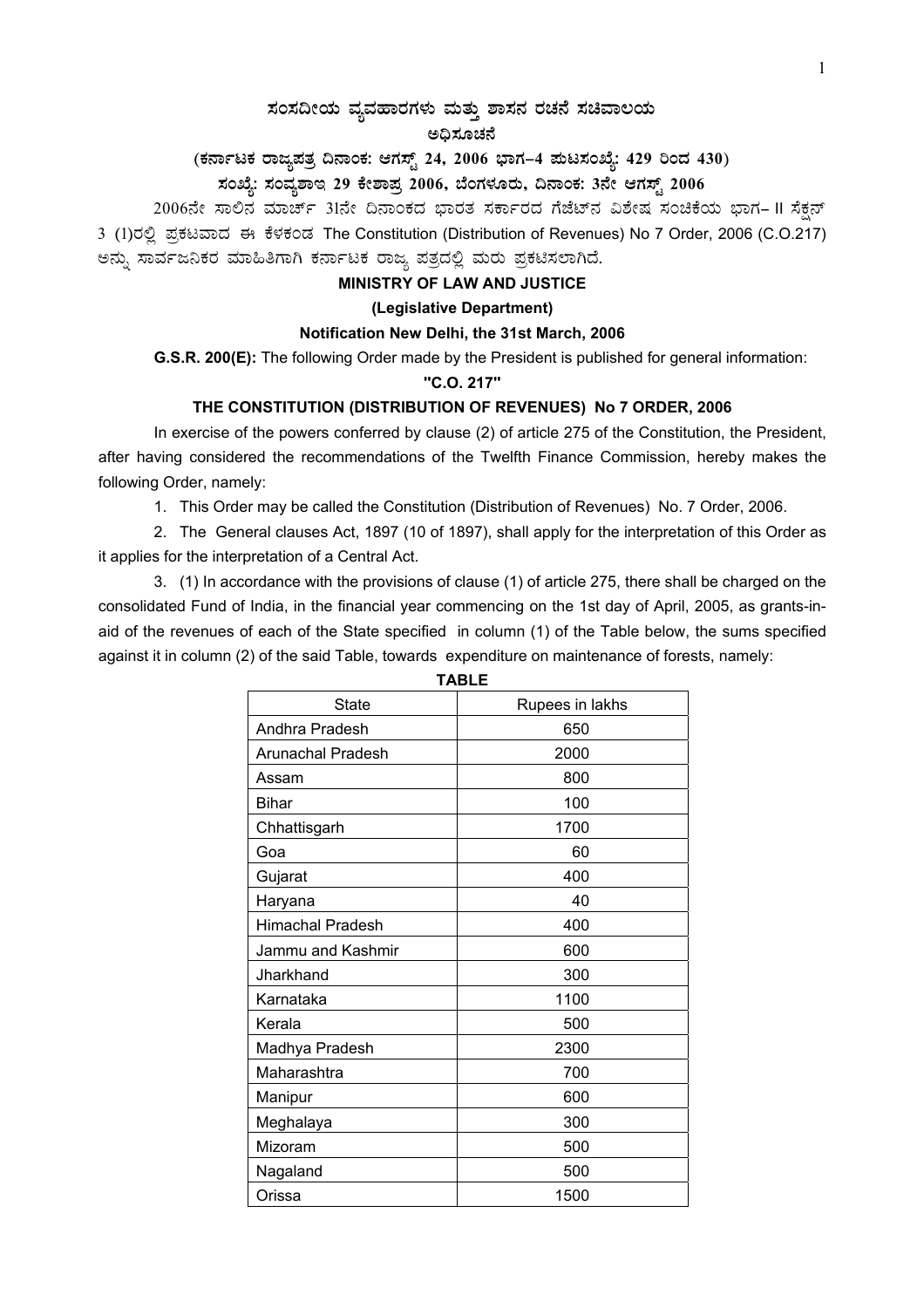# ಸಂಸದೀಯ ವ್ಯವಹಾರಗಳು ಮತ್ತು ಶಾಸನ ರಚನೆ ಸಚಿವಾಲಯ

## ಅಧಿಸೂಚನೆ

**(ಕರ್ನಾಟಕ ರಾಜ್ಯಪತ್ರ ದಿನಾಂಕ: ಆಗಸ್ಟ್ 24, 2006 ಭಾಗ–4 ಪುಟಸಂಖ್ಯೆ: 429 ರಿಂದ 430)**

**ಸಂಖ್ಯೆ: ಸಂವ್ಯಶಾಇ 29 ಕೇಶಾಪ್ರ 2006, ಬೆಂಗಳೂರು, ದಿನಾಂಕ: 3ನೇ ಆಗಸ್ಟ್ 2006**

2006ನೇ ಸಾಲಿನ ಮಾರ್ಚ್ 31ನೇ ದಿನಾಂಕದ ಭಾರತ ಸರ್ಕಾರದ ಗೆಜೆಟ್‌ನ ವಿಶೇಷ ಸಂಚಿಕೆಯ ಭಾಗ– II ಸೆಕ್ಷನ್ 3 (1)ರಲ್ಲಿ ಪ್ರಕಟವಾದ ಈ ಕೆಳಕಂಡ The Constitution (Distribution of Revenues) No 7 Order, 2006 (C.O.217) ಅನ್ನು ಸಾರ್ವಜನಿಕರ ಮಾಹಿತಿಗಾಗಿ ಕರ್ನಾಟಕ ರಾಜ್ಯ ಪತ್ರದಲ್ಲಿ ಮರು ಪ್ರಕಟಿಸಲಾಗಿದೆ.

**MINISTRY OF LAW AND JUSTICE**

**(Legislative Department)**

**Notification New Delhi, the 31st March, 2006**

**G.S.R. 200(E):** The following Order made by the President is published for general information:

**"C.O. 217"**

**THE CONSTITUTION (DISTRIBUTION OF REVENUES) No 7 ORDER, 2006**

In exercise of the powers conferred by clause (2) of article 275 of the Constitution, the President, after having considered the recommendations of the Twelfth Finance Commission, hereby makes the following Order, namely:

1. This Order may be called the Constitution (Distribution of Revenues) No. 7 Order, 2006.

2. The General clauses Act, 1897 (10 of 1897), shall apply for the interpretation of this Order as it applies for the interpretation of a Central Act.

3. (1) In accordance with the provisions of clause (1) of article 275, there shall be charged on the consolidated Fund of India, in the financial year commencing on the 1st day of April, 2005, as grants-in-aid of the revenues of each of the State specified in column (1) of the Table below, the sums specified against it in column (2) of the said Table, towards expenditure on maintenance of forests, namely:

**TABLE**

| State | Rupees in lakhs |
|---|---|
| Andhra Pradesh | 650 |
| Arunachal Pradesh | 2000 |
| Assam | 800 |
| Bihar | 100 |
| Chhattisgarh | 1700 |
| Goa | 60 |
| Gujarat | 400 |
| Haryana | 40 |
| Himachal Pradesh | 400 |
| Jammu and Kashmir | 600 |
| Jharkhand | 300 |
| Karnataka | 1100 |
| Kerala | 500 |
| Madhya Pradesh | 2300 |
| Maharashtra | 700 |
| Manipur | 600 |
| Meghalaya | 300 |
| Mizoram | 500 |
| Nagaland | 500 |
| Orissa | 1500 |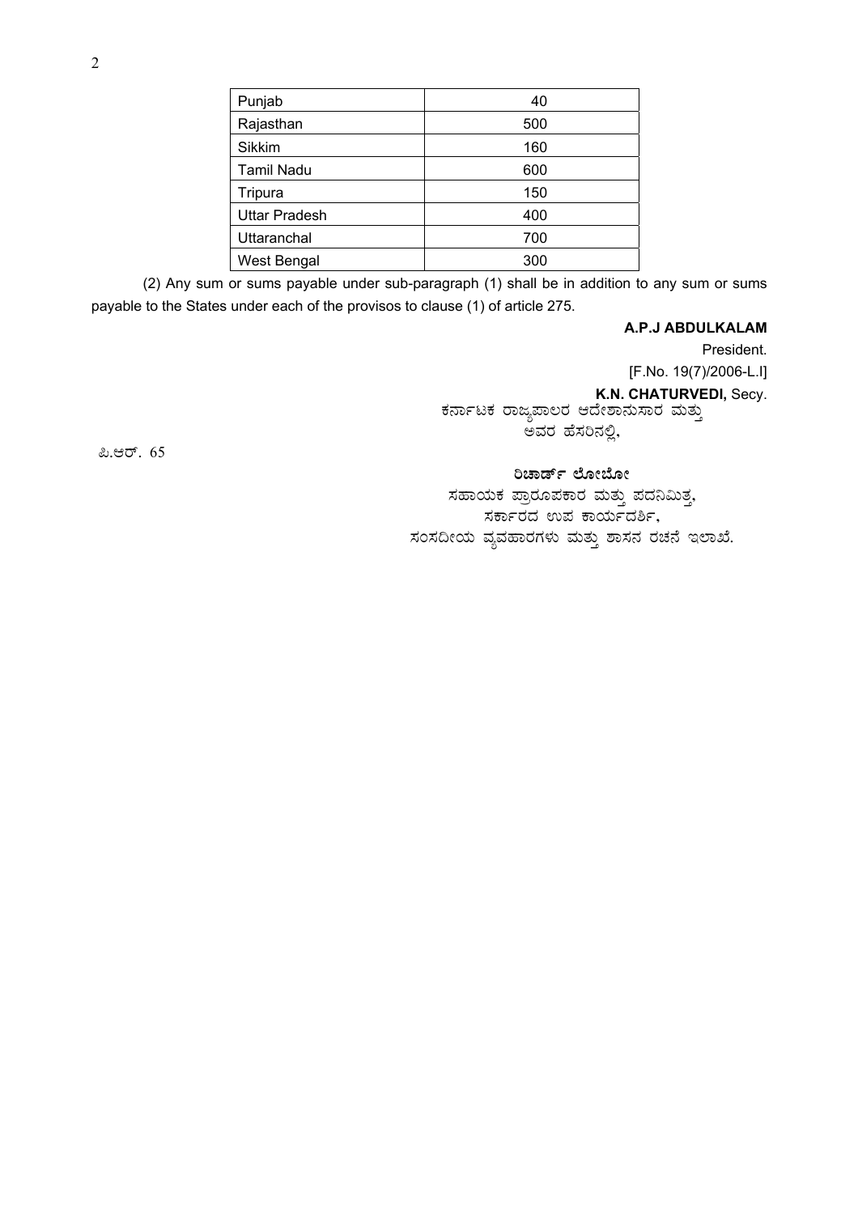| | |
|---|---|
| Punjab | 40 |
| Rajasthan | 500 |
| Sikkim | 160 |
| Tamil Nadu | 600 |
| Tripura | 150 |
| Uttar Pradesh | 400 |
| Uttaranchal | 700 |
| West Bengal | 300 |

(2) Any sum or sums payable under sub-paragraph (1) shall be in addition to any sum or sums payable to the States under each of the provisos to clause (1) of article 275.

**A.P.J ABDULKALAM**

President.

[F.No. 19(7)/2006-L.I]

**K.N. CHATURVEDI,** Secy.

ಕರ್ನಾಟಕ ರಾಜ್ಯಪಾಲರ ಆದೇಶಾನುಸಾರ ಮತ್ತು
ಅವರ ಹೆಸರಿನಲ್ಲಿ,

ಪಿ.ಆರ್. 65

**ರಿಚಾರ್ಡ್ ಲೋಬೋ**

ಸಹಾಯಕ ಪ್ರಾರೂಪಕಾರ ಮತ್ತು ಪದನಿಮಿತ್ತ,
ಸರ್ಕಾರದ ಉಪ ಕಾರ್ಯದರ್ಶಿ,
ಸಂಸದೀಯ ವ್ಯವಹಾರಗಳು ಮತ್ತು ಶಾಸನ ರಚನೆ ಇಲಾಖೆ.